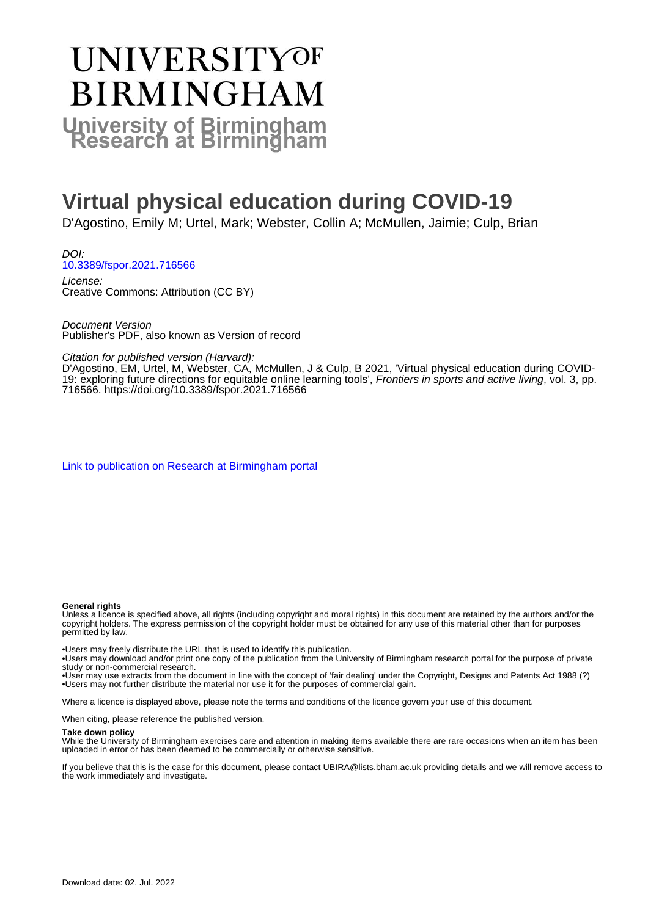# UNIVERSITY OF BIRMINGHAM

**University of Birmingham Research at Birmingham**

# Virtual physical education during COVID-19

D'Agostino, Emily M; Urtel, Mark; Webster, Collin A; McMullen, Jaimie; Culp, Brian

*DOI:*
10.3389/fspor.2021.716566

*License:*
Creative Commons: Attribution (CC BY)

*Document Version*
Publisher's PDF, also known as Version of record

*Citation for published version (Harvard):*
D'Agostino, EM, Urtel, M, Webster, CA, McMullen, J & Culp, B 2021, 'Virtual physical education during COVID-19: exploring future directions for equitable online learning tools', *Frontiers in sports and active living*, vol. 3, pp. 716566. https://doi.org/10.3389/fspor.2021.716566

Link to publication on Research at Birmingham portal

**General rights**
Unless a licence is specified above, all rights (including copyright and moral rights) in this document are retained by the authors and/or the copyright holders. The express permission of the copyright holder must be obtained for any use of this material other than for purposes permitted by law.

•Users may freely distribute the URL that is used to identify this publication.
•Users may download and/or print one copy of the publication from the University of Birmingham research portal for the purpose of private study or non-commercial research.
•User may use extracts from the document in line with the concept of 'fair dealing' under the Copyright, Designs and Patents Act 1988 (?)
•Users may not further distribute the material nor use it for the purposes of commercial gain.

Where a licence is displayed above, please note the terms and conditions of the licence govern your use of this document.

When citing, please reference the published version.

**Take down policy**
While the University of Birmingham exercises care and attention in making items available there are rare occasions when an item has been uploaded in error or has been deemed to be commercially or otherwise sensitive.

If you believe that this is the case for this document, please contact UBIRA@lists.bham.ac.uk providing details and we will remove access to the work immediately and investigate.

Download date: 02. Jul. 2022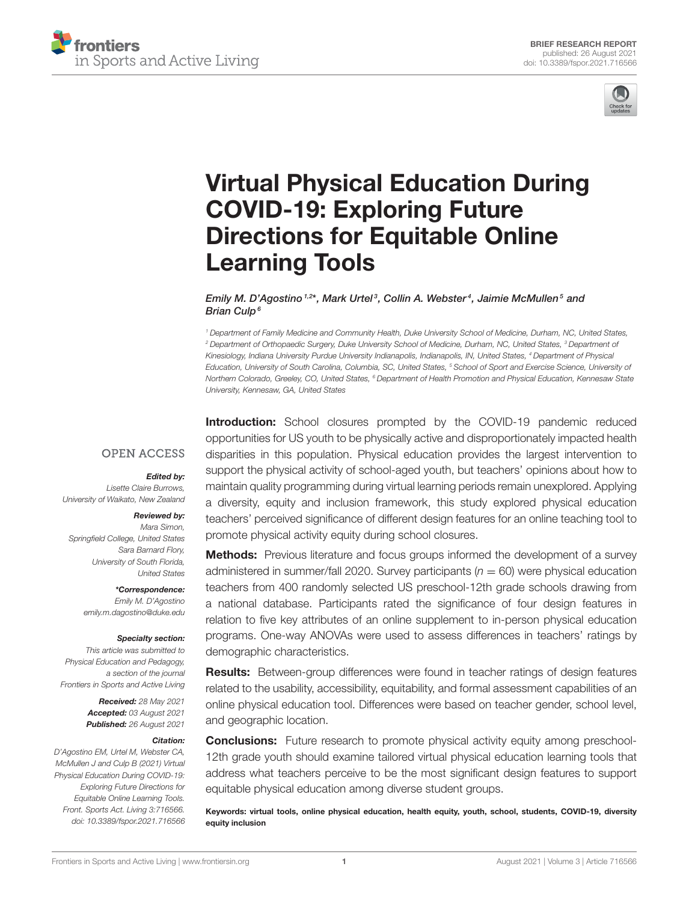BRIEF RESEARCH REPORT
published: 26 August 2021
doi: 10.3389/fspor.2021.716566

# Virtual Physical Education During COVID-19: Exploring Future Directions for Equitable Online Learning Tools

*Emily M. D'Agostino[1,2]\*, Mark Urtel[3], Collin A. Webster[4], Jaimie McMullen[5] and Brian Culp[6]*

[1] Department of Family Medicine and Community Health, Duke University School of Medicine, Durham, NC, United States, [2] Department of Orthopaedic Surgery, Duke University School of Medicine, Durham, NC, United States, [3] Department of Kinesiology, Indiana University Purdue University Indianapolis, Indianapolis, IN, United States, [4] Department of Physical Education, University of South Carolina, Columbia, SC, United States, [5] School of Sport and Exercise Science, University of Northern Colorado, Greeley, CO, United States, [6] Department of Health Promotion and Physical Education, Kennesaw State University, Kennesaw, GA, United States

OPEN ACCESS

***Edited by:***
Lisette Claire Burrows,
University of Waikato, New Zealand

***Reviewed by:***
Mara Simon,
Springfield College, United States
Sara Barnard Flory,
University of South Florida,
United States

***\*Correspondence:***
Emily M. D'Agostino
emily.m.dagostino@duke.edu

***Specialty section:***
This article was submitted to
Physical Education and Pedagogy,
a section of the journal
Frontiers in Sports and Active Living

***Received:*** 28 May 2021
***Accepted:*** 03 August 2021
***Published:*** 26 August 2021

***Citation:***
D'Agostino EM, Urtel M, Webster CA, McMullen J and Culp B (2021) Virtual Physical Education During COVID-19: Exploring Future Directions for Equitable Online Learning Tools. Front. Sports Act. Living 3:716566. doi: 10.3389/fspor.2021.716566

**Introduction:** School closures prompted by the COVID-19 pandemic reduced opportunities for US youth to be physically active and disproportionately impacted health disparities in this population. Physical education provides the largest intervention to support the physical activity of school-aged youth, but teachers' opinions about how to maintain quality programming during virtual learning periods remain unexplored. Applying a diversity, equity and inclusion framework, this study explored physical education teachers' perceived significance of different design features for an online teaching tool to promote physical activity equity during school closures.

**Methods:** Previous literature and focus groups informed the development of a survey administered in summer/fall 2020. Survey participants ($n = 60$) were physical education teachers from 400 randomly selected US preschool-12th grade schools drawing from a national database. Participants rated the significance of four design features in relation to five key attributes of an online supplement to in-person physical education programs. One-way ANOVAs were used to assess differences in teachers' ratings by demographic characteristics.

**Results:** Between-group differences were found in teacher ratings of design features related to the usability, accessibility, equitability, and formal assessment capabilities of an online physical education tool. Differences were based on teacher gender, school level, and geographic location.

**Conclusions:** Future research to promote physical activity equity among preschool-12th grade youth should examine tailored virtual physical education learning tools that address what teachers perceive to be the most significant design features to support equitable physical education among diverse student groups.

**Keywords: virtual tools, online physical education, health equity, youth, school, students, COVID-19, diversity equity inclusion**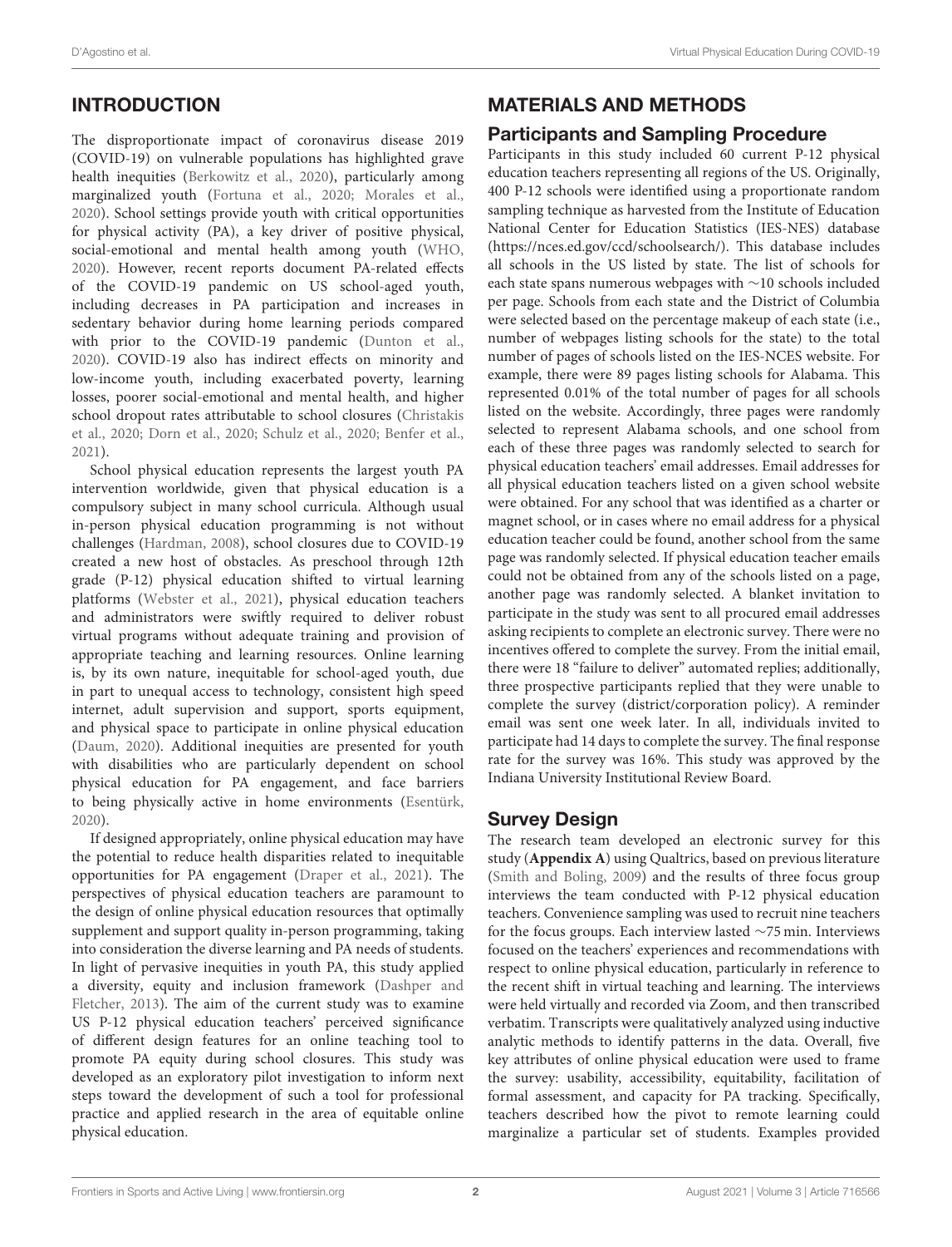## INTRODUCTION

The disproportionate impact of coronavirus disease 2019 (COVID-19) on vulnerable populations has highlighted grave health inequities (Berkowitz et al., 2020), particularly among marginalized youth (Fortuna et al., 2020; Morales et al., 2020). School settings provide youth with critical opportunities for physical activity (PA), a key driver of positive physical, social-emotional and mental health among youth (WHO, 2020). However, recent reports document PA-related effects of the COVID-19 pandemic on US school-aged youth, including decreases in PA participation and increases in sedentary behavior during home learning periods compared with prior to the COVID-19 pandemic (Dunton et al., 2020). COVID-19 also has indirect effects on minority and low-income youth, including exacerbated poverty, learning losses, poorer social-emotional and mental health, and higher school dropout rates attributable to school closures (Christakis et al., 2020; Dorn et al., 2020; Schulz et al., 2020; Benfer et al., 2021).

School physical education represents the largest youth PA intervention worldwide, given that physical education is a compulsory subject in many school curricula. Although usual in-person physical education programming is not without challenges (Hardman, 2008), school closures due to COVID-19 created a new host of obstacles. As preschool through 12th grade (P-12) physical education shifted to virtual learning platforms (Webster et al., 2021), physical education teachers and administrators were swiftly required to deliver robust virtual programs without adequate training and provision of appropriate teaching and learning resources. Online learning is, by its own nature, inequitable for school-aged youth, due in part to unequal access to technology, consistent high speed internet, adult supervision and support, sports equipment, and physical space to participate in online physical education (Daum, 2020). Additional inequities are presented for youth with disabilities who are particularly dependent on school physical education for PA engagement, and face barriers to being physically active in home environments (Esentürk, 2020).

If designed appropriately, online physical education may have the potential to reduce health disparities related to inequitable opportunities for PA engagement (Draper et al., 2021). The perspectives of physical education teachers are paramount to the design of online physical education resources that optimally supplement and support quality in-person programming, taking into consideration the diverse learning and PA needs of students. In light of pervasive inequities in youth PA, this study applied a diversity, equity and inclusion framework (Dashper and Fletcher, 2013). The aim of the current study was to examine US P-12 physical education teachers' perceived significance of different design features for an online teaching tool to promote PA equity during school closures. This study was developed as an exploratory pilot investigation to inform next steps toward the development of such a tool for professional practice and applied research in the area of equitable online physical education.

## MATERIALS AND METHODS

### Participants and Sampling Procedure

Participants in this study included 60 current P-12 physical education teachers representing all regions of the US. Originally, 400 P-12 schools were identified using a proportionate random sampling technique as harvested from the Institute of Education National Center for Education Statistics (IES-NES) database (https://nces.ed.gov/ccd/schoolsearch/). This database includes all schools in the US listed by state. The list of schools for each state spans numerous webpages with ∼10 schools included per page. Schools from each state and the District of Columbia were selected based on the percentage makeup of each state (i.e., number of webpages listing schools for the state) to the total number of pages of schools listed on the IES-NCES website. For example, there were 89 pages listing schools for Alabama. This represented 0.01% of the total number of pages for all schools listed on the website. Accordingly, three pages were randomly selected to represent Alabama schools, and one school from each of these three pages was randomly selected to search for physical education teachers' email addresses. Email addresses for all physical education teachers listed on a given school website were obtained. For any school that was identified as a charter or magnet school, or in cases where no email address for a physical education teacher could be found, another school from the same page was randomly selected. If physical education teacher emails could not be obtained from any of the schools listed on a page, another page was randomly selected. A blanket invitation to participate in the study was sent to all procured email addresses asking recipients to complete an electronic survey. There were no incentives offered to complete the survey. From the initial email, there were 18 "failure to deliver" automated replies; additionally, three prospective participants replied that they were unable to complete the survey (district/corporation policy). A reminder email was sent one week later. In all, individuals invited to participate had 14 days to complete the survey. The final response rate for the survey was 16%. This study was approved by the Indiana University Institutional Review Board.

### Survey Design

The research team developed an electronic survey for this study (**Appendix A**) using Qualtrics, based on previous literature (Smith and Boling, 2009) and the results of three focus group interviews the team conducted with P-12 physical education teachers. Convenience sampling was used to recruit nine teachers for the focus groups. Each interview lasted ∼75 min. Interviews focused on the teachers' experiences and recommendations with respect to online physical education, particularly in reference to the recent shift in virtual teaching and learning. The interviews were held virtually and recorded via Zoom, and then transcribed verbatim. Transcripts were qualitatively analyzed using inductive analytic methods to identify patterns in the data. Overall, five key attributes of online physical education were used to frame the survey: usability, accessibility, equitability, facilitation of formal assessment, and capacity for PA tracking. Specifically, teachers described how the pivot to remote learning could marginalize a particular set of students. Examples provided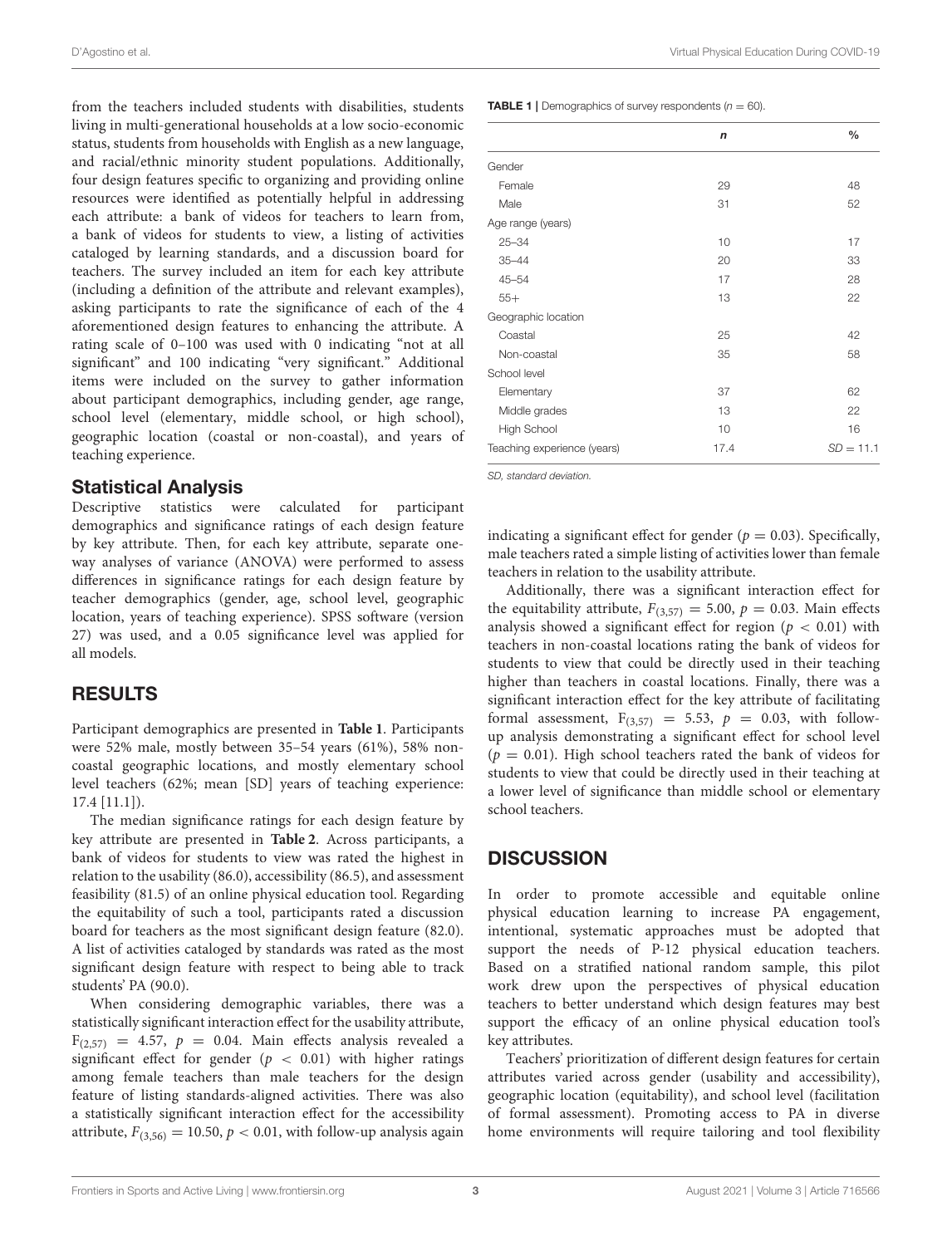from the teachers included students with disabilities, students living in multi-generational households at a low socio-economic status, students from households with English as a new language, and racial/ethnic minority student populations. Additionally, four design features specific to organizing and providing online resources were identified as potentially helpful in addressing each attribute: a bank of videos for teachers to learn from, a bank of videos for students to view, a listing of activities cataloged by learning standards, and a discussion board for teachers. The survey included an item for each key attribute (including a definition of the attribute and relevant examples), asking participants to rate the significance of each of the 4 aforementioned design features to enhancing the attribute. A rating scale of 0–100 was used with 0 indicating "not at all significant" and 100 indicating "very significant." Additional items were included on the survey to gather information about participant demographics, including gender, age range, school level (elementary, middle school, or high school), geographic location (coastal or non-coastal), and years of teaching experience.

## Statistical Analysis

Descriptive statistics were calculated for participant demographics and significance ratings of each design feature by key attribute. Then, for each key attribute, separate one-way analyses of variance (ANOVA) were performed to assess differences in significance ratings for each design feature by teacher demographics (gender, age, school level, geographic location, years of teaching experience). SPSS software (version 27) was used, and a 0.05 significance level was applied for all models.

## RESULTS

Participant demographics are presented in **Table 1**. Participants were 52% male, mostly between 35–54 years (61%), 58% non-coastal geographic locations, and mostly elementary school level teachers (62%; mean [SD] years of teaching experience: 17.4 [11.1]).

The median significance ratings for each design feature by key attribute are presented in **Table 2**. Across participants, a bank of videos for students to view was rated the highest in relation to the usability (86.0), accessibility (86.5), and assessment feasibility (81.5) of an online physical education tool. Regarding the equitability of such a tool, participants rated a discussion board for teachers as the most significant design feature (82.0). A list of activities cataloged by standards was rated as the most significant design feature with respect to being able to track students' PA (90.0).

When considering demographic variables, there was a statistically significant interaction effect for the usability attribute, $F_{(2,57)} = 4.57$, $p = 0.04$. Main effects analysis revealed a significant effect for gender ($p < 0.01$) with higher ratings among female teachers than male teachers for the design feature of listing standards-aligned activities. There was also a statistically significant interaction effect for the accessibility attribute, $F_{(3,56)} = 10.50$, $p < 0.01$, with follow-up analysis again indicating a significant effect for gender ($p = 0.03$). Specifically, male teachers rated a simple listing of activities lower than female teachers in relation to the usability attribute.

Additionally, there was a significant interaction effect for the equitability attribute, $F_{(3,57)} = 5.00$, $p = 0.03$. Main effects analysis showed a significant effect for region ($p < 0.01$) with teachers in non-coastal locations rating the bank of videos for students to view that could be directly used in their teaching higher than teachers in coastal locations. Finally, there was a significant interaction effect for the key attribute of facilitating formal assessment, $F_{(3,57)} = 5.53$, $p = 0.03$, with follow-up analysis demonstrating a significant effect for school level ($p = 0.01$). High school teachers rated the bank of videos for students to view that could be directly used in their teaching at a lower level of significance than middle school or elementary school teachers.

**TABLE 1** | Demographics of survey respondents ($n = 60$).

| | *n* | % |
|---|---|---|
| Gender | | |
| Female | 29 | 48 |
| Male | 31 | 52 |
| Age range (years) | | |
| 25–34 | 10 | 17 |
| 35–44 | 20 | 33 |
| 45–54 | 17 | 28 |
| 55+ | 13 | 22 |
| Geographic location | | |
| Coastal | 25 | 42 |
| Non-coastal | 35 | 58 |
| School level | | |
| Elementary | 37 | 62 |
| Middle grades | 13 | 22 |
| High School | 10 | 16 |
| Teaching experience (years) | 17.4 | *SD* = 11.1 |

*SD, standard deviation.*

## DISCUSSION

In order to promote accessible and equitable online physical education learning to increase PA engagement, intentional, systematic approaches must be adopted that support the needs of P-12 physical education teachers. Based on a stratified national random sample, this pilot work drew upon the perspectives of physical education teachers to better understand which design features may best support the efficacy of an online physical education tool's key attributes.

Teachers' prioritization of different design features for certain attributes varied across gender (usability and accessibility), geographic location (equitability), and school level (facilitation of formal assessment). Promoting access to PA in diverse home environments will require tailoring and tool flexibility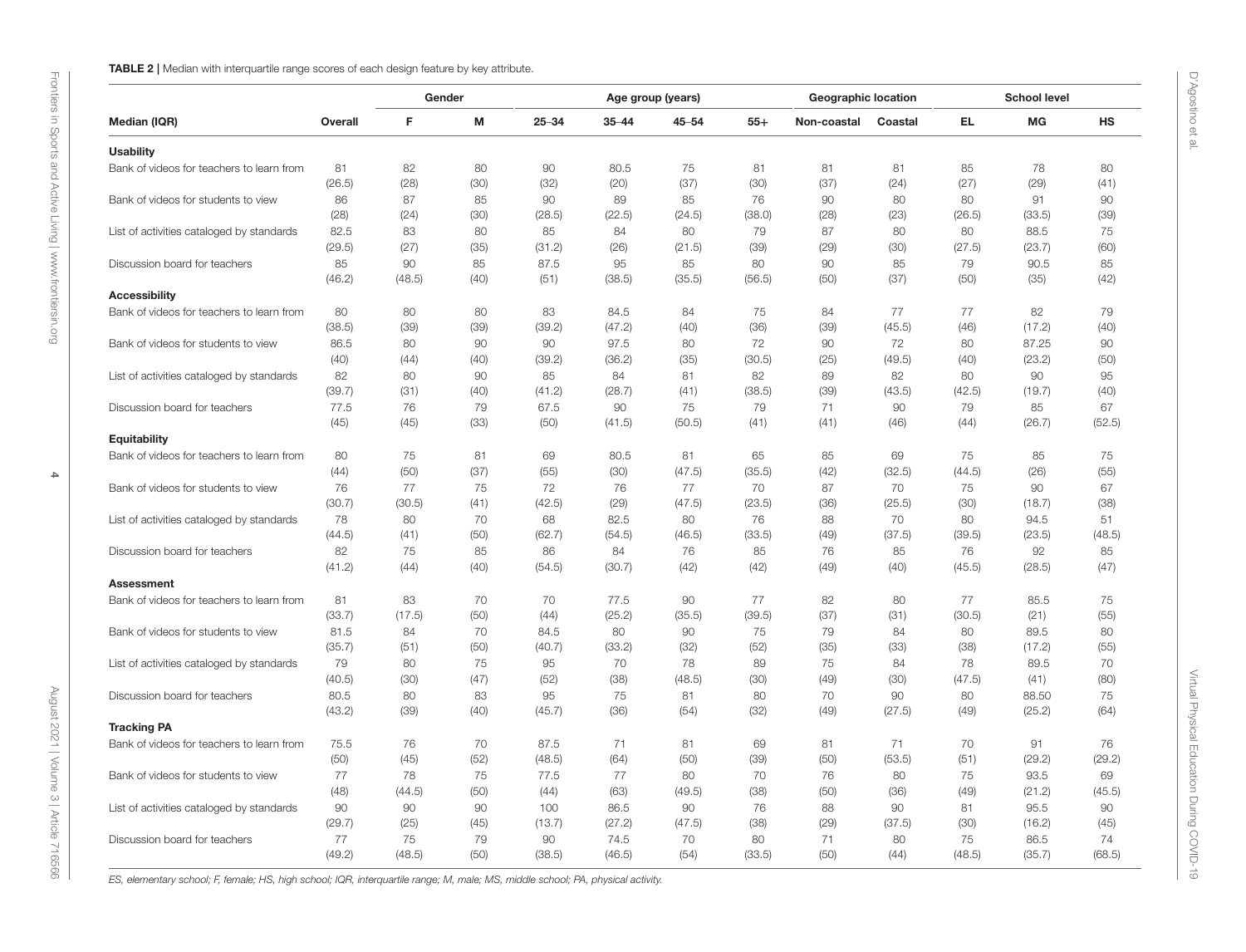**TABLE 2 |** Median with interquartile range scores of each design feature by key attribute.

| Median (IQR) | Overall | Gender | | Age group (years) | | | | Geographic location | | School level | | |
|---|---|---|---|---|---|---|---|---|---|---|---|---|
| | | F | M | 25–34 | 35–44 | 45–54 | 55+ | Non-coastal | Coastal | EL | MG | HS |
| **Usability** | | | | | | | | | | | | |
| Bank of videos for teachers to learn from | 81 (26.5) | 82 (28) | 80 (30) | 90 (32) | 80.5 (20) | 75 (37) | 81 (30) | 81 (37) | 81 (24) | 85 (27) | 78 (29) | 80 (41) |
| Bank of videos for students to view | 86 (28) | 87 (24) | 85 (30) | 90 (28.5) | 89 (22.5) | 85 (24.5) | 76 (38.0) | 90 (28) | 80 (23) | 80 (26.5) | 91 (33.5) | 90 (39) |
| List of activities cataloged by standards | 82.5 (29.5) | 83 (27) | 80 (35) | 85 (31.2) | 84 (26) | 80 (21.5) | 79 (39) | 87 (29) | 80 (30) | 80 (27.5) | 88.5 (23.7) | 75 (60) |
| Discussion board for teachers | 85 (46.2) | 90 (48.5) | 85 (40) | 87.5 (51) | 95 (38.5) | 85 (35.5) | 80 (56.5) | 90 (50) | 85 (37) | 79 (50) | 90.5 (35) | 85 (42) |
| **Accessibility** | | | | | | | | | | | | |
| Bank of videos for teachers to learn from | 80 (38.5) | 80 (39) | 80 (39) | 83 (39.2) | 84.5 (47.2) | 84 (40) | 75 (36) | 84 (39) | 77 (45.5) | 77 (46) | 82 (17.2) | 79 (40) |
| Bank of videos for students to view | 86.5 (40) | 80 (44) | 90 (40) | 90 (39.2) | 97.5 (36.2) | 80 (35) | 72 (30.5) | 90 (25) | 72 (49.5) | 80 (40) | 87.25 (23.2) | 90 (50) |
| List of activities cataloged by standards | 82 (39.7) | 80 (31) | 90 (40) | 85 (41.2) | 84 (28.7) | 81 (41) | 82 (38.5) | 89 (39) | 82 (43.5) | 80 (42.5) | 90 (19.7) | 95 (40) |
| Discussion board for teachers | 77.5 (45) | 76 (45) | 79 (33) | 67.5 (50) | 90 (41.5) | 75 (50.5) | 79 (41) | 71 (41) | 90 (46) | 79 (44) | 85 (26.7) | 67 (52.5) |
| **Equitability** | | | | | | | | | | | | |
| Bank of videos for teachers to learn from | 80 (44) | 75 (50) | 81 (37) | 69 (55) | 80.5 (30) | 81 (47.5) | 65 (35.5) | 85 (42) | 69 (32.5) | 75 (44.5) | 85 (26) | 75 (55) |
| Bank of videos for students to view | 76 (30.7) | 77 (30.5) | 75 (41) | 72 (42.5) | 76 (29) | 77 (47.5) | 70 (23.5) | 87 (36) | 70 (25.5) | 75 (30) | 90 (18.7) | 67 (38) |
| List of activities cataloged by standards | 78 (44.5) | 80 (41) | 70 (50) | 68 (62.7) | 82.5 (54.5) | 80 (46.5) | 76 (33.5) | 88 (49) | 70 (37.5) | 80 (39.5) | 94.5 (23.5) | 51 (48.5) |
| Discussion board for teachers | 82 (41.2) | 75 (44) | 85 (40) | 86 (54.5) | 84 (30.7) | 76 (42) | 85 (42) | 76 (49) | 85 (40) | 76 (45.5) | 92 (28.5) | 85 (47) |
| **Assessment** | | | | | | | | | | | | |
| Bank of videos for teachers to learn from | 81 (33.7) | 83 (17.5) | 70 (50) | 70 (44) | 77.5 (25.2) | 90 (35.5) | 77 (39.5) | 82 (37) | 80 (31) | 77 (30.5) | 85.5 (21) | 75 (55) |
| Bank of videos for students to view | 81.5 (35.7) | 84 (51) | 70 (50) | 84.5 (40.7) | 80 (33.2) | 90 (32) | 75 (52) | 79 (35) | 84 (33) | 80 (38) | 89.5 (17.2) | 80 (55) |
| List of activities cataloged by standards | 79 (40.5) | 80 (30) | 75 (47) | 95 (52) | 70 (38) | 78 (48.5) | 89 (30) | 75 (49) | 84 (30) | 78 (47.5) | 89.5 (41) | 70 (80) |
| Discussion board for teachers | 80.5 (43.2) | 80 (39) | 83 (40) | 95 (45.7) | 75 (36) | 81 (54) | 80 (32) | 70 (49) | 90 (27.5) | 80 (49) | 88.50 (25.2) | 75 (64) |
| **Tracking PA** | | | | | | | | | | | | |
| Bank of videos for teachers to learn from | 75.5 (50) | 76 (45) | 70 (52) | 87.5 (48.5) | 71 (64) | 81 (50) | 69 (39) | 81 (50) | 71 (53.5) | 70 (51) | 91 (29.2) | 76 (29.2) |
| Bank of videos for students to view | 77 (48) | 78 (44.5) | 75 (50) | 77.5 (44) | 77 (63) | 80 (49.5) | 70 (38) | 76 (50) | 80 (36) | 75 (49) | 93.5 (21.2) | 69 (45.5) |
| List of activities cataloged by standards | 90 (29.7) | 90 (25) | 90 (45) | 100 (13.7) | 86.5 (27.2) | 90 (47.5) | 76 (38) | 88 (29) | 90 (37.5) | 81 (30) | 95.5 (16.2) | 90 (45) |
| Discussion board for teachers | 77 (49.2) | 75 (48.5) | 79 (50) | 90 (38.5) | 74.5 (46.5) | 70 (54) | 80 (33.5) | 71 (50) | 80 (44) | 75 (48.5) | 86.5 (35.7) | 74 (68.5) |

*ES, elementary school; F, female; HS, high school; IQR, interquartile range; M, male; MS, middle school; PA, physical activity.*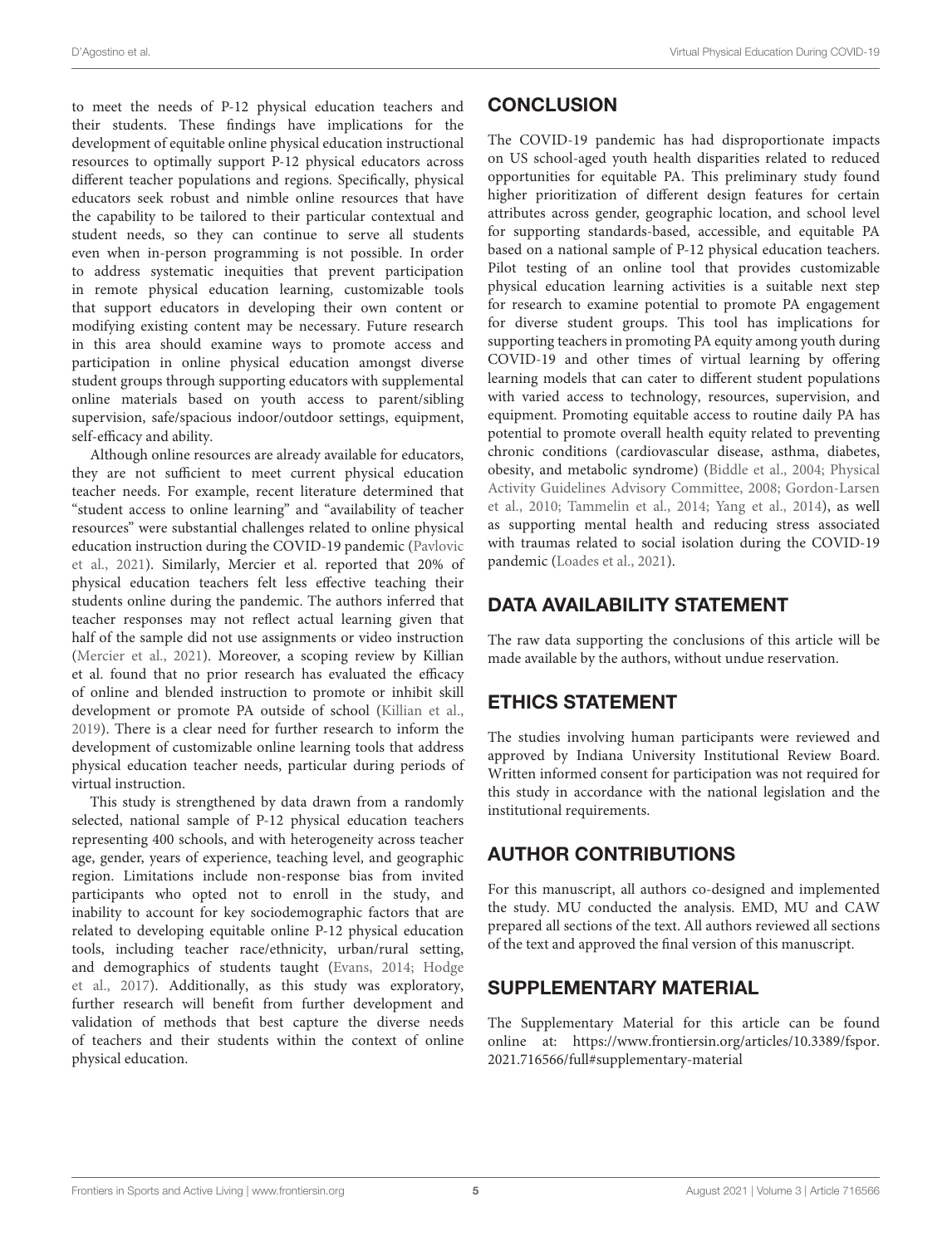to meet the needs of P-12 physical education teachers and their students. These findings have implications for the development of equitable online physical education instructional resources to optimally support P-12 physical educators across different teacher populations and regions. Specifically, physical educators seek robust and nimble online resources that have the capability to be tailored to their particular contextual and student needs, so they can continue to serve all students even when in-person programming is not possible. In order to address systematic inequities that prevent participation in remote physical education learning, customizable tools that support educators in developing their own content or modifying existing content may be necessary. Future research in this area should examine ways to promote access and participation in online physical education amongst diverse student groups through supporting educators with supplemental online materials based on youth access to parent/sibling supervision, safe/spacious indoor/outdoor settings, equipment, self-efficacy and ability.

Although online resources are already available for educators, they are not sufficient to meet current physical education teacher needs. For example, recent literature determined that "student access to online learning" and "availability of teacher resources" were substantial challenges related to online physical education instruction during the COVID-19 pandemic (Pavlovic et al., 2021). Similarly, Mercier et al. reported that 20% of physical education teachers felt less effective teaching their students online during the pandemic. The authors inferred that teacher responses may not reflect actual learning given that half of the sample did not use assignments or video instruction (Mercier et al., 2021). Moreover, a scoping review by Killian et al. found that no prior research has evaluated the efficacy of online and blended instruction to promote or inhibit skill development or promote PA outside of school (Killian et al., 2019). There is a clear need for further research to inform the development of customizable online learning tools that address physical education teacher needs, particular during periods of virtual instruction.

This study is strengthened by data drawn from a randomly selected, national sample of P-12 physical education teachers representing 400 schools, and with heterogeneity across teacher age, gender, years of experience, teaching level, and geographic region. Limitations include non-response bias from invited participants who opted not to enroll in the study, and inability to account for key sociodemographic factors that are related to developing equitable online P-12 physical education tools, including teacher race/ethnicity, urban/rural setting, and demographics of students taught (Evans, 2014; Hodge et al., 2017). Additionally, as this study was exploratory, further research will benefit from further development and validation of methods that best capture the diverse needs of teachers and their students within the context of online physical education.

## CONCLUSION

The COVID-19 pandemic has had disproportionate impacts on US school-aged youth health disparities related to reduced opportunities for equitable PA. This preliminary study found higher prioritization of different design features for certain attributes across gender, geographic location, and school level for supporting standards-based, accessible, and equitable PA based on a national sample of P-12 physical education teachers. Pilot testing of an online tool that provides customizable physical education learning activities is a suitable next step for research to examine potential to promote PA engagement for diverse student groups. This tool has implications for supporting teachers in promoting PA equity among youth during COVID-19 and other times of virtual learning by offering learning models that can cater to different student populations with varied access to technology, resources, supervision, and equipment. Promoting equitable access to routine daily PA has potential to promote overall health equity related to preventing chronic conditions (cardiovascular disease, asthma, diabetes, obesity, and metabolic syndrome) (Biddle et al., 2004; Physical Activity Guidelines Advisory Committee, 2008; Gordon-Larsen et al., 2010; Tammelin et al., 2014; Yang et al., 2014), as well as supporting mental health and reducing stress associated with traumas related to social isolation during the COVID-19 pandemic (Loades et al., 2021).

## DATA AVAILABILITY STATEMENT

The raw data supporting the conclusions of this article will be made available by the authors, without undue reservation.

## ETHICS STATEMENT

The studies involving human participants were reviewed and approved by Indiana University Institutional Review Board. Written informed consent for participation was not required for this study in accordance with the national legislation and the institutional requirements.

## AUTHOR CONTRIBUTIONS

For this manuscript, all authors co-designed and implemented the study. MU conducted the analysis. EMD, MU and CAW prepared all sections of the text. All authors reviewed all sections of the text and approved the final version of this manuscript.

## SUPPLEMENTARY MATERIAL

The Supplementary Material for this article can be found online at: https://www.frontiersin.org/articles/10.3389/fspor.2021.716566/full#supplementary-material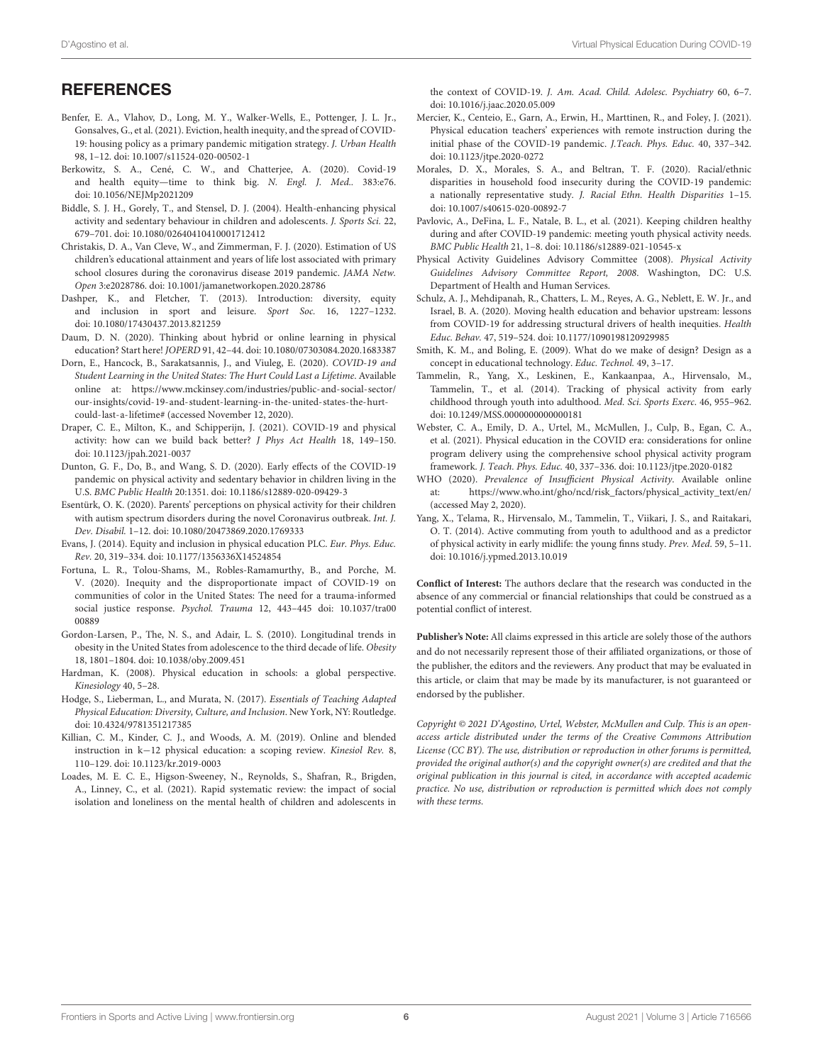## REFERENCES

Benfer, E. A., Vlahov, D., Long, M. Y., Walker-Wells, E., Pottenger, J. L. Jr., Gonsalves, G., et al. (2021). Eviction, health inequity, and the spread of COVID-19: housing policy as a primary pandemic mitigation strategy. *J. Urban Health* 98, 1–12. doi: 10.1007/s11524-020-00502-1

Berkowitz, S. A., Cené, C. W., and Chatterjee, A. (2020). Covid-19 and health equity—time to think big. *N. Engl. J. Med.*. 383:e76. doi: 10.1056/NEJMp2021209

Biddle, S. J. H., Gorely, T., and Stensel, D. J. (2004). Health-enhancing physical activity and sedentary behaviour in children and adolescents. *J. Sports Sci.* 22, 679–701. doi: 10.1080/02640410410001712412

Christakis, D. A., Van Cleve, W., and Zimmerman, F. J. (2020). Estimation of US children's educational attainment and years of life lost associated with primary school closures during the coronavirus disease 2019 pandemic. *JAMA Netw. Open* 3:e2028786. doi: 10.1001/jamanetworkopen.2020.28786

Dashper, K., and Fletcher, T. (2013). Introduction: diversity, equity and inclusion in sport and leisure. *Sport Soc.* 16, 1227–1232. doi: 10.1080/17430437.2013.821259

Daum, D. N. (2020). Thinking about hybrid or online learning in physical education? Start here! *JOPERD* 91, 42–44. doi: 10.1080/07303084.2020.1683387

Dorn, E., Hancock, B., Sarakatsannis, J., and Viuleg, E. (2020). *COVID-19 and Student Learning in the United States: The Hurt Could Last a Lifetime*. Available online at: https://www.mckinsey.com/industries/public-and-social-sector/our-insights/covid-19-and-student-learning-in-the-united-states-the-hurt-could-last-a-lifetime# (accessed November 12, 2020).

Draper, C. E., Milton, K., and Schipperijn, J. (2021). COVID-19 and physical activity: how can we build back better? *J Phys Act Health* 18, 149–150. doi: 10.1123/jpah.2021-0037

Dunton, G. F., Do, B., and Wang, S. D. (2020). Early effects of the COVID-19 pandemic on physical activity and sedentary behavior in children living in the U.S. *BMC Public Health* 20:1351. doi: 10.1186/s12889-020-09429-3

Esentürk, O. K. (2020). Parents' perceptions on physical activity for their children with autism spectrum disorders during the novel Coronavirus outbreak. *Int. J. Dev. Disabil.* 1–12. doi: 10.1080/20473869.2020.1769333

Evans, J. (2014). Equity and inclusion in physical education PLC. *Eur. Phys. Educ. Rev.* 20, 319–334. doi: 10.1177/1356336X14524854

Fortuna, L. R., Tolou-Shams, M., Robles-Ramamurthy, B., and Porche, M. V. (2020). Inequity and the disproportionate impact of COVID-19 on communities of color in the United States: The need for a trauma-informed social justice response. *Psychol. Trauma* 12, 443–445 doi: 10.1037/tra0000889

Gordon-Larsen, P., The, N. S., and Adair, L. S. (2010). Longitudinal trends in obesity in the United States from adolescence to the third decade of life. *Obesity* 18, 1801–1804. doi: 10.1038/oby.2009.451

Hardman, K. (2008). Physical education in schools: a global perspective. *Kinesiology* 40, 5–28.

Hodge, S., Lieberman, L., and Murata, N. (2017). *Essentials of Teaching Adapted Physical Education: Diversity, Culture, and Inclusion*. New York, NY: Routledge. doi: 10.4324/9781351217385

Killian, C. M., Kinder, C. J., and Woods, A. M. (2019). Online and blended instruction in k−12 physical education: a scoping review. *Kinesiol Rev.* 8, 110–129. doi: 10.1123/kr.2019-0003

Loades, M. E. C. E., Higson-Sweeney, N., Reynolds, S., Shafran, R., Brigden, A., Linney, C., et al. (2021). Rapid systematic review: the impact of social isolation and loneliness on the mental health of children and adolescents in the context of COVID-19. *J. Am. Acad. Child. Adolesc. Psychiatry* 60, 6–7. doi: 10.1016/j.jaac.2020.05.009

Mercier, K., Centeio, E., Garn, A., Erwin, H., Marttinen, R., and Foley, J. (2021). Physical education teachers' experiences with remote instruction during the initial phase of the COVID-19 pandemic. *J.Teach. Phys. Educ.* 40, 337–342. doi: 10.1123/jtpe.2020-0272

Morales, D. X., Morales, S. A., and Beltran, T. F. (2020). Racial/ethnic disparities in household food insecurity during the COVID-19 pandemic: a nationally representative study. *J. Racial Ethn. Health Disparities* 1–15. doi: 10.1007/s40615-020-00892-7

Pavlovic, A., DeFina, L. F., Natale, B. L., et al. (2021). Keeping children healthy during and after COVID-19 pandemic: meeting youth physical activity needs. *BMC Public Health* 21, 1–8. doi: 10.1186/s12889-021-10545-x

Physical Activity Guidelines Advisory Committee (2008). *Physical Activity Guidelines Advisory Committee Report, 2008*. Washington, DC: U.S. Department of Health and Human Services.

Schulz, A. J., Mehdipanah, R., Chatters, L. M., Reyes, A. G., Neblett, E. W. Jr., and Israel, B. A. (2020). Moving health education and behavior upstream: lessons from COVID-19 for addressing structural drivers of health inequities. *Health Educ. Behav.* 47, 519–524. doi: 10.1177/1090198120929985

Smith, K. M., and Boling, E. (2009). What do we make of design? Design as a concept in educational technology. *Educ. Technol.* 49, 3–17.

Tammelin, R., Yang, X., Leskinen, E., Kankaanpaa, A., Hirvensalo, M., Tammelin, T., et al. (2014). Tracking of physical activity from early childhood through youth into adulthood. *Med. Sci. Sports Exerc.* 46, 955–962. doi: 10.1249/MSS.0000000000000181

Webster, C. A., Emily, D. A., Urtel, M., McMullen, J., Culp, B., Egan, C. A., et al. (2021). Physical education in the COVID era: considerations for online program delivery using the comprehensive school physical activity program framework. *J. Teach. Phys. Educ.* 40, 337–336. doi: 10.1123/jtpe.2020-0182

WHO (2020). *Prevalence of Insufficient Physical Activity*. Available online at: https://www.who.int/gho/ncd/risk_factors/physical_activity_text/en/ (accessed May 2, 2020).

Yang, X., Telama, R., Hirvensalo, M., Tammelin, T., Viikari, J. S., and Raitakari, O. T. (2014). Active commuting from youth to adulthood and as a predictor of physical activity in early midlife: the young finns study. *Prev. Med.* 59, 5–11. doi: 10.1016/j.ypmed.2013.10.019

**Conflict of Interest:** The authors declare that the research was conducted in the absence of any commercial or financial relationships that could be construed as a potential conflict of interest.

**Publisher's Note:** All claims expressed in this article are solely those of the authors and do not necessarily represent those of their affiliated organizations, or those of the publisher, the editors and the reviewers. Any product that may be evaluated in this article, or claim that may be made by its manufacturer, is not guaranteed or endorsed by the publisher.

*Copyright © 2021 D'Agostino, Urtel, Webster, McMullen and Culp. This is an open-access article distributed under the terms of the Creative Commons Attribution License (CC BY). The use, distribution or reproduction in other forums is permitted, provided the original author(s) and the copyright owner(s) are credited and that the original publication in this journal is cited, in accordance with accepted academic practice. No use, distribution or reproduction is permitted which does not comply with these terms.*